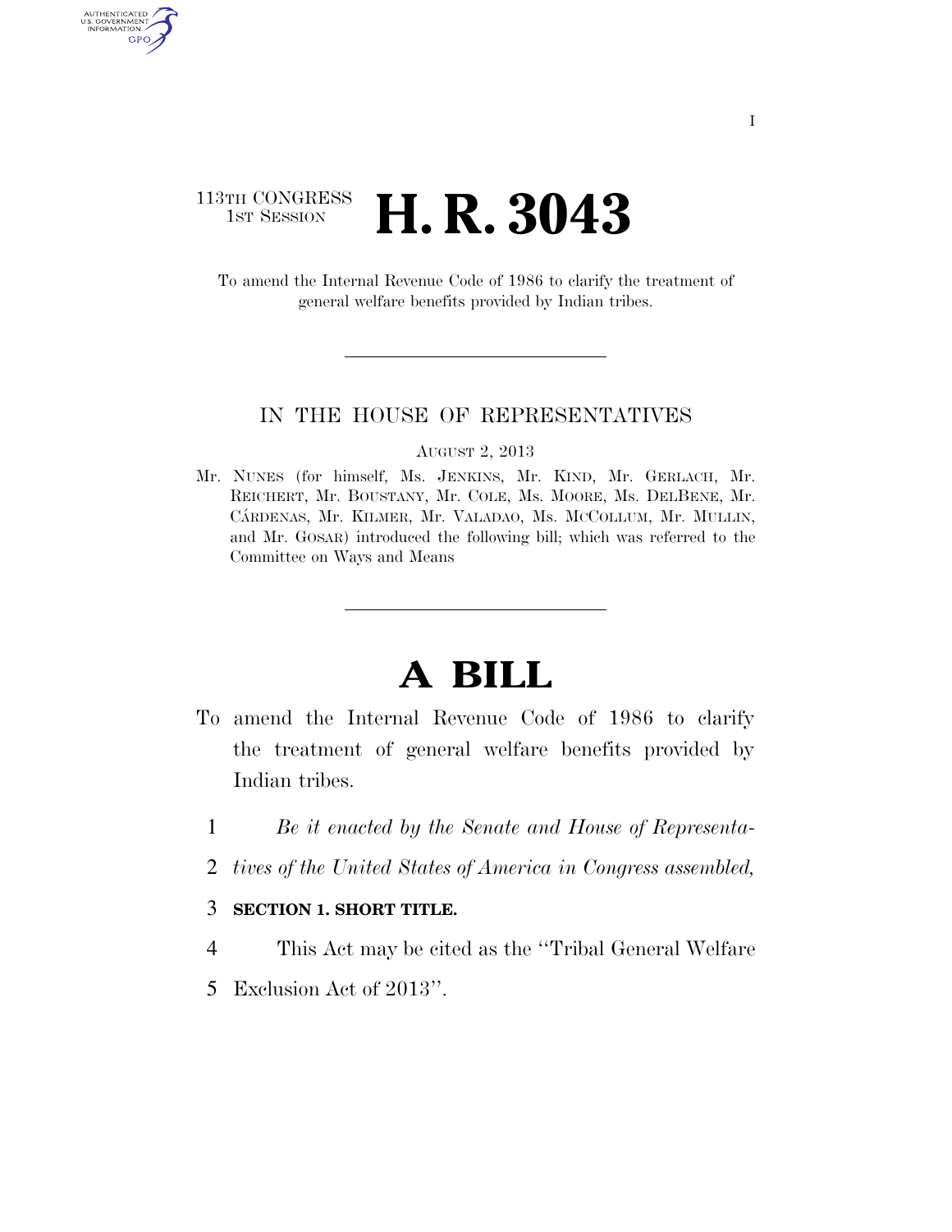113TH CONGRESS
1ST SESSION

# H. R. 3043

To amend the Internal Revenue Code of 1986 to clarify the treatment of general welfare benefits provided by Indian tribes.

---

IN THE HOUSE OF REPRESENTATIVES

AUGUST 2, 2013

Mr. NUNES (for himself, Ms. JENKINS, Mr. KIND, Mr. GERLACH, Mr. REICHERT, Mr. BOUSTANY, Mr. COLE, Ms. MOORE, Ms. DELBENE, Mr. CÁRDENAS, Mr. KILMER, Mr. VALADAO, Ms. MCCOLLUM, Mr. MULLIN, and Mr. GOSAR) introduced the following bill; which was referred to the Committee on Ways and Means

---

# A BILL

To amend the Internal Revenue Code of 1986 to clarify the treatment of general welfare benefits provided by Indian tribes.

1 *Be it enacted by the Senate and House of Representa-*
2 *tives of the United States of America in Congress assembled,*

3 **SECTION 1. SHORT TITLE.**

4 This Act may be cited as the "Tribal General Welfare
5 Exclusion Act of 2013".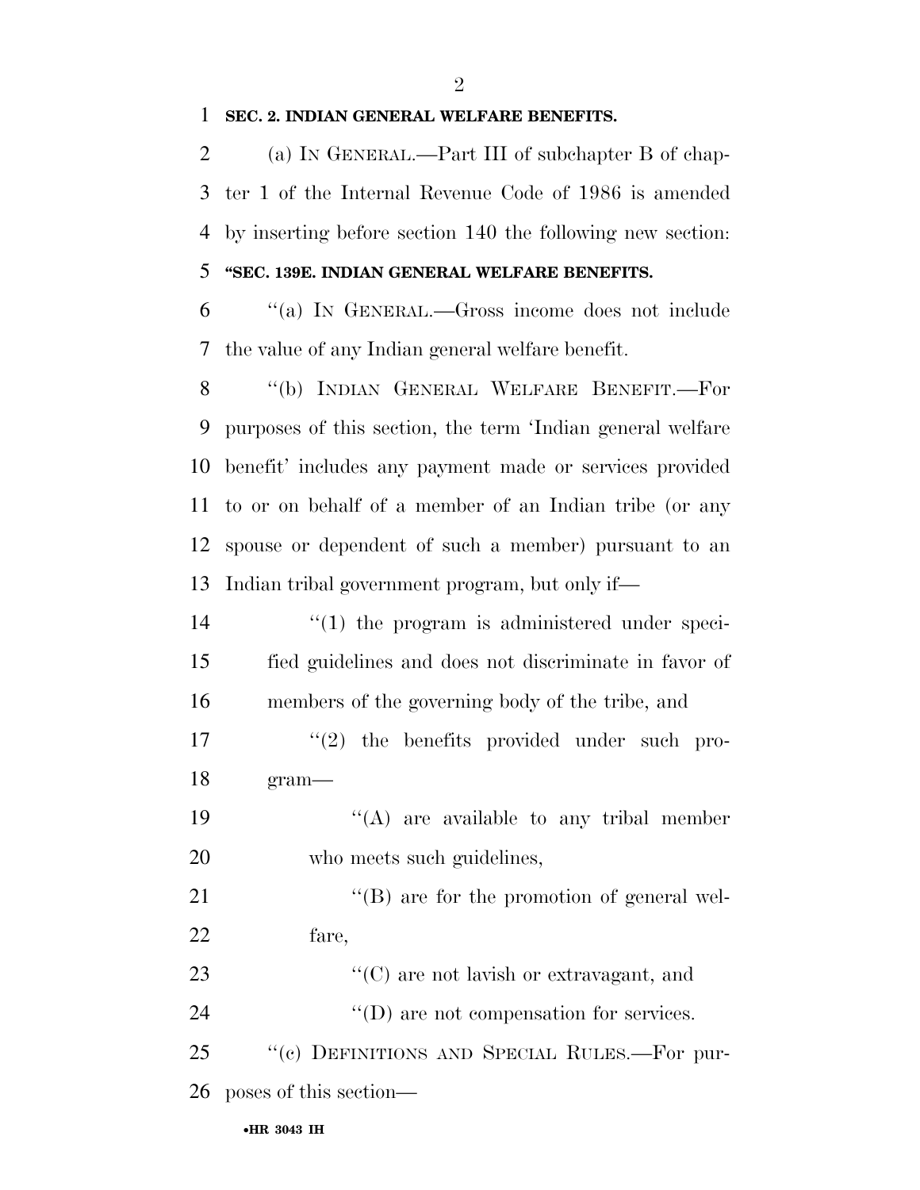**SEC. 2. INDIAN GENERAL WELFARE BENEFITS.**

(a) IN GENERAL.—Part III of subchapter B of chapter 1 of the Internal Revenue Code of 1986 is amended by inserting before section 140 the following new section:

**"SEC. 139E. INDIAN GENERAL WELFARE BENEFITS.**

"(a) IN GENERAL.—Gross income does not include the value of any Indian general welfare benefit.

"(b) INDIAN GENERAL WELFARE BENEFIT.—For purposes of this section, the term 'Indian general welfare benefit' includes any payment made or services provided to or on behalf of a member of an Indian tribe (or any spouse or dependent of such a member) pursuant to an Indian tribal government program, but only if—

"(1) the program is administered under specified guidelines and does not discriminate in favor of members of the governing body of the tribe, and

"(2) the benefits provided under such program—

"(A) are available to any tribal member who meets such guidelines,

"(B) are for the promotion of general welfare,

"(C) are not lavish or extravagant, and

"(D) are not compensation for services.

"(c) DEFINITIONS AND SPECIAL RULES.—For purposes of this section—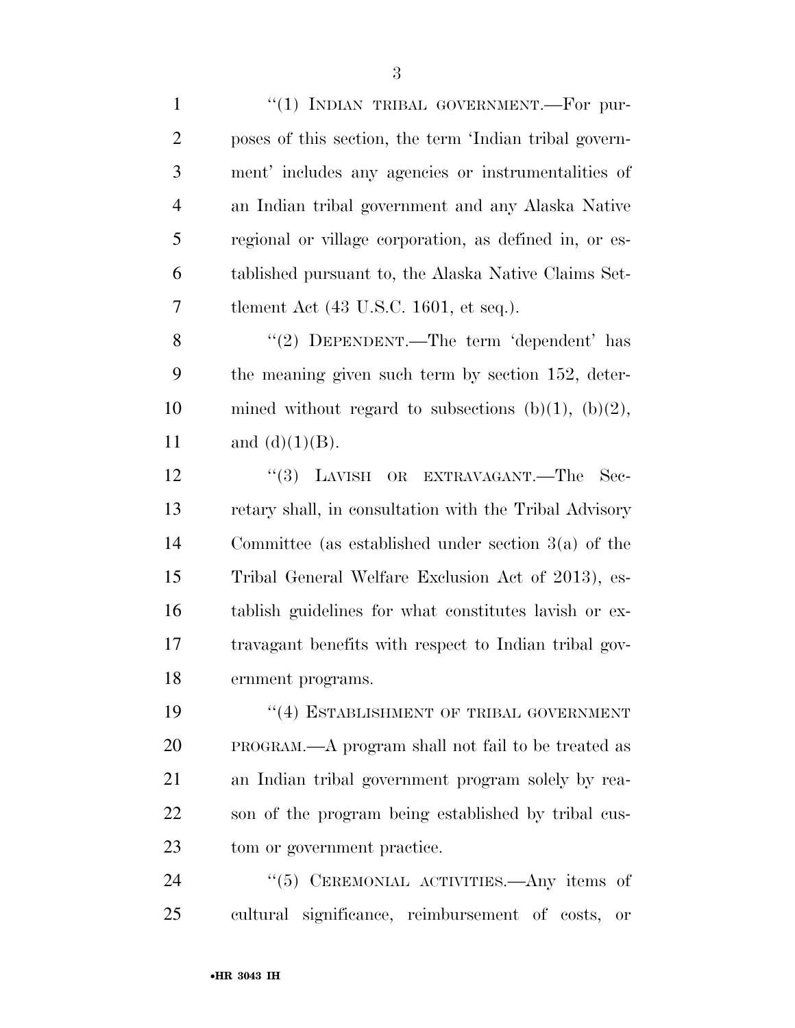"(1) INDIAN TRIBAL GOVERNMENT.—For purposes of this section, the term 'Indian tribal government' includes any agencies or instrumentalities of an Indian tribal government and any Alaska Native regional or village corporation, as defined in, or established pursuant to, the Alaska Native Claims Settlement Act (43 U.S.C. 1601, et seq.).

"(2) DEPENDENT.—The term 'dependent' has the meaning given such term by section 152, determined without regard to subsections (b)(1), (b)(2), and (d)(1)(B).

"(3) LAVISH OR EXTRAVAGANT.—The Secretary shall, in consultation with the Tribal Advisory Committee (as established under section 3(a) of the Tribal General Welfare Exclusion Act of 2013), establish guidelines for what constitutes lavish or extravagant benefits with respect to Indian tribal government programs.

"(4) ESTABLISHMENT OF TRIBAL GOVERNMENT PROGRAM.—A program shall not fail to be treated as an Indian tribal government program solely by reason of the program being established by tribal custom or government practice.

"(5) CEREMONIAL ACTIVITIES.—Any items of cultural significance, reimbursement of costs, or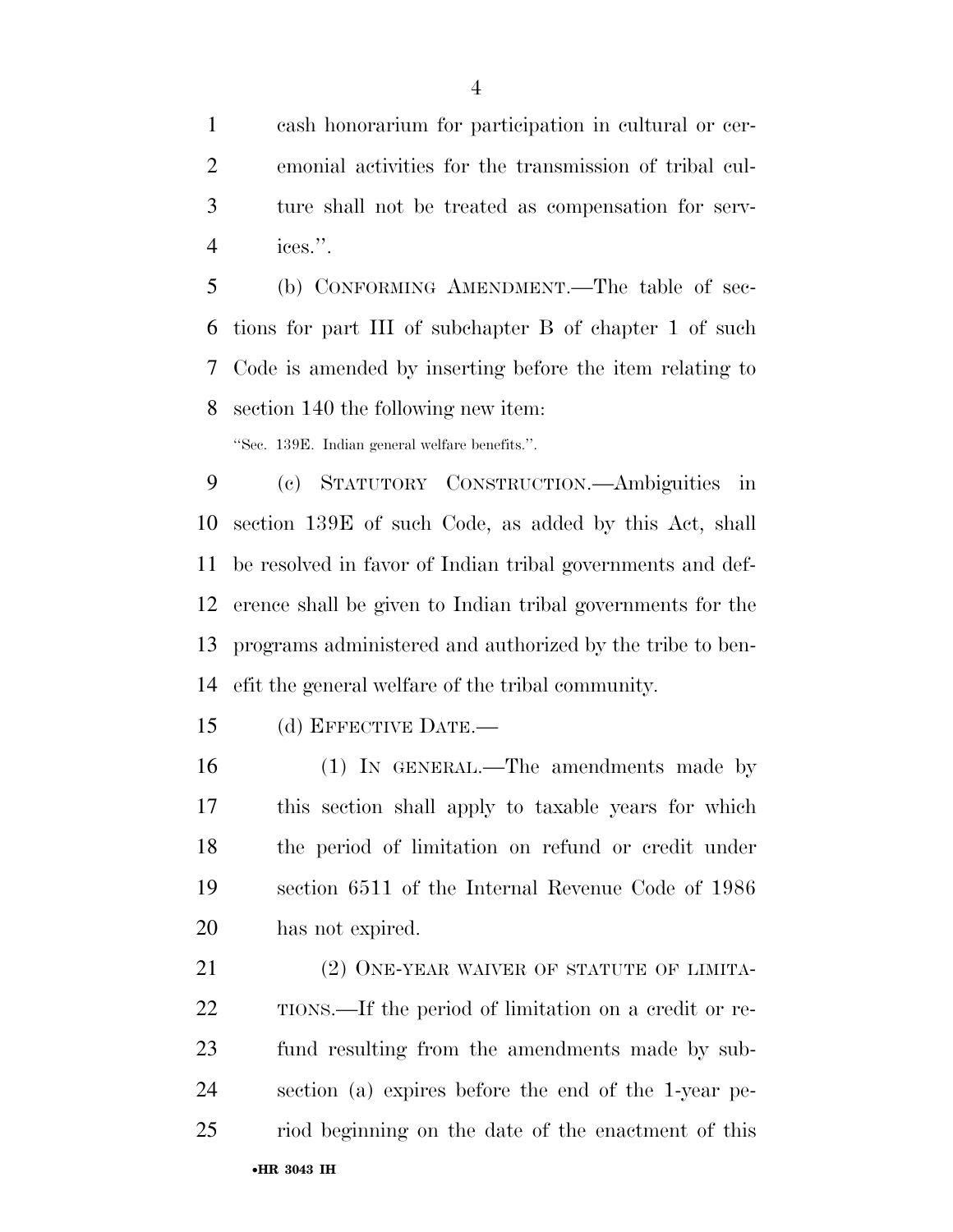cash honorarium for participation in cultural or ceremonial activities for the transmission of tribal culture shall not be treated as compensation for services.''.

(b) CONFORMING AMENDMENT.—The table of sections for part III of subchapter B of chapter 1 of such Code is amended by inserting before the item relating to section 140 the following new item:

''Sec. 139E. Indian general welfare benefits.''.

(c) STATUTORY CONSTRUCTION.—Ambiguities in section 139E of such Code, as added by this Act, shall be resolved in favor of Indian tribal governments and deference shall be given to Indian tribal governments for the programs administered and authorized by the tribe to benefit the general welfare of the tribal community.

(d) EFFECTIVE DATE.—

(1) IN GENERAL.—The amendments made by this section shall apply to taxable years for which the period of limitation on refund or credit under section 6511 of the Internal Revenue Code of 1986 has not expired.

(2) ONE-YEAR WAIVER OF STATUTE OF LIMITATIONS.—If the period of limitation on a credit or refund resulting from the amendments made by subsection (a) expires before the end of the 1-year period beginning on the date of the enactment of this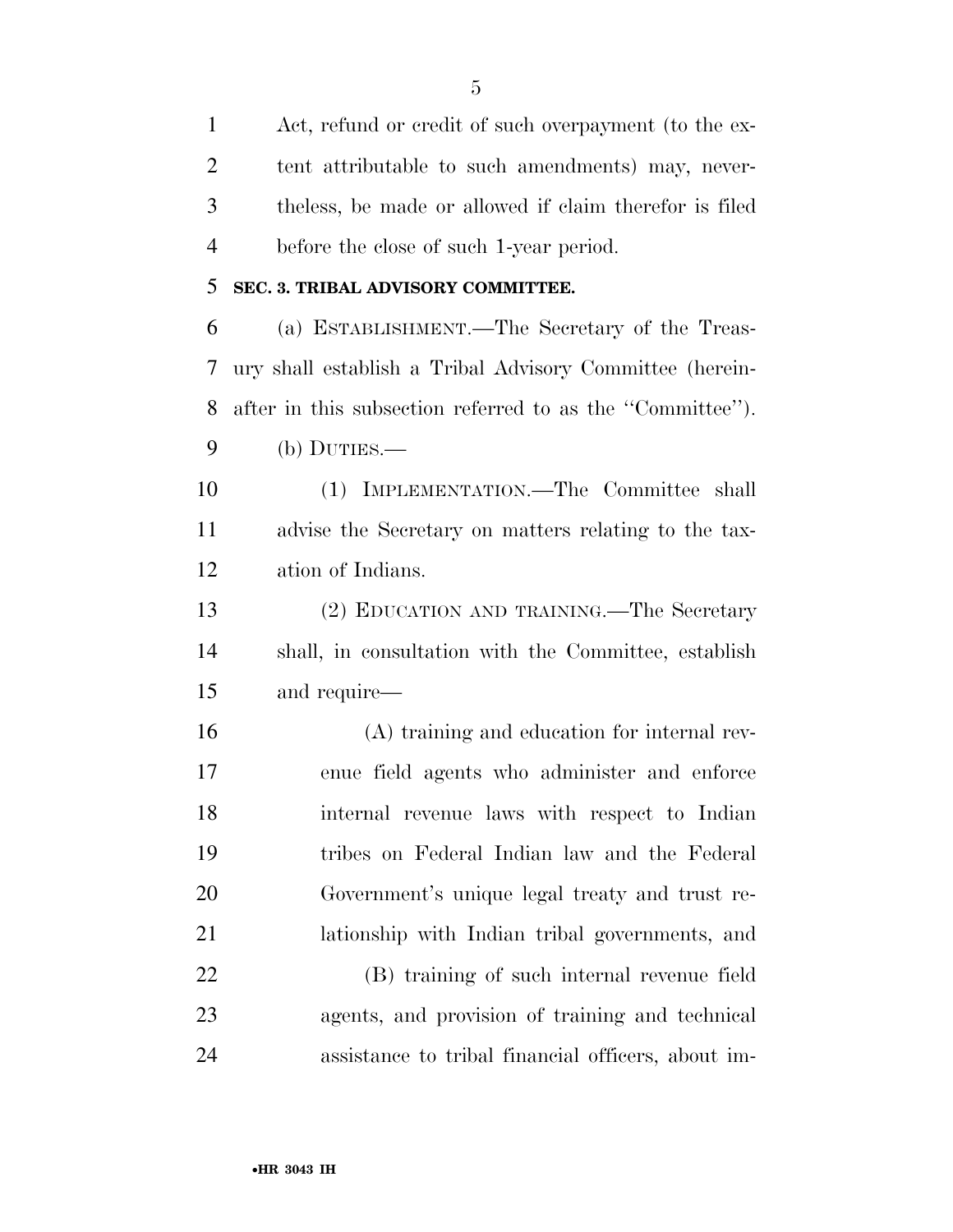Act, refund or credit of such overpayment (to the extent attributable to such amendments) may, nevertheless, be made or allowed if claim therefor is filed before the close of such 1-year period.

**SEC. 3. TRIBAL ADVISORY COMMITTEE.**

(a) ESTABLISHMENT.—The Secretary of the Treasury shall establish a Tribal Advisory Committee (hereinafter in this subsection referred to as the ''Committee'').

(b) DUTIES.—

(1) IMPLEMENTATION.—The Committee shall advise the Secretary on matters relating to the taxation of Indians.

(2) EDUCATION AND TRAINING.—The Secretary shall, in consultation with the Committee, establish and require—

(A) training and education for internal revenue field agents who administer and enforce internal revenue laws with respect to Indian tribes on Federal Indian law and the Federal Government's unique legal treaty and trust relationship with Indian tribal governments, and

(B) training of such internal revenue field agents, and provision of training and technical assistance to tribal financial officers, about im-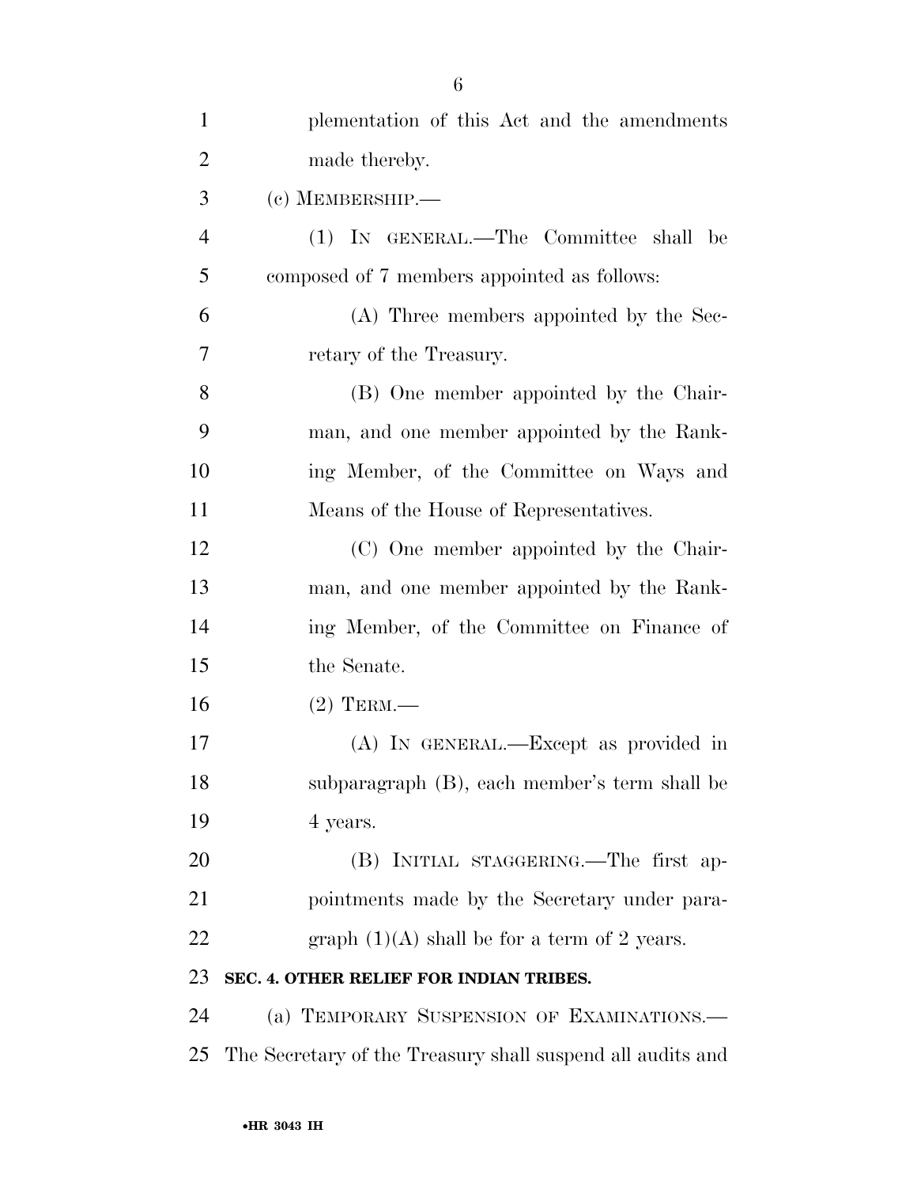plementation of this Act and the amendments made thereby.

(c) MEMBERSHIP.—

(1) IN GENERAL.—The Committee shall be composed of 7 members appointed as follows:

(A) Three members appointed by the Secretary of the Treasury.

(B) One member appointed by the Chairman, and one member appointed by the Ranking Member, of the Committee on Ways and Means of the House of Representatives.

(C) One member appointed by the Chairman, and one member appointed by the Ranking Member, of the Committee on Finance of the Senate.

(2) TERM.—

(A) IN GENERAL.—Except as provided in subparagraph (B), each member's term shall be 4 years.

(B) INITIAL STAGGERING.—The first appointments made by the Secretary under paragraph (1)(A) shall be for a term of 2 years.

**SEC. 4. OTHER RELIEF FOR INDIAN TRIBES.**

(a) TEMPORARY SUSPENSION OF EXAMINATIONS.—The Secretary of the Treasury shall suspend all audits and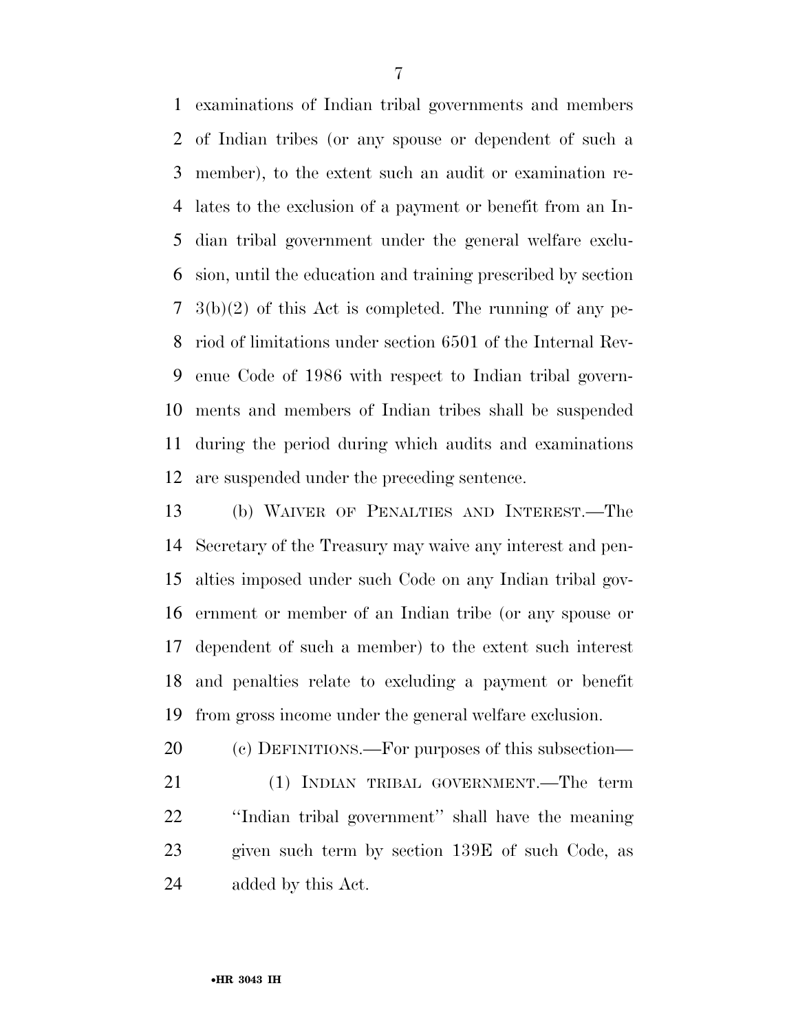examinations of Indian tribal governments and members of Indian tribes (or any spouse or dependent of such a member), to the extent such an audit or examination relates to the exclusion of a payment or benefit from an Indian tribal government under the general welfare exclusion, until the education and training prescribed by section 3(b)(2) of this Act is completed. The running of any period of limitations under section 6501 of the Internal Revenue Code of 1986 with respect to Indian tribal governments and members of Indian tribes shall be suspended during the period during which audits and examinations are suspended under the preceding sentence.

(b) WAIVER OF PENALTIES AND INTEREST.—The Secretary of the Treasury may waive any interest and penalties imposed under such Code on any Indian tribal government or member of an Indian tribe (or any spouse or dependent of such a member) to the extent such interest and penalties relate to excluding a payment or benefit from gross income under the general welfare exclusion.

(c) DEFINITIONS.—For purposes of this subsection—

(1) INDIAN TRIBAL GOVERNMENT.—The term ''Indian tribal government'' shall have the meaning given such term by section 139E of such Code, as added by this Act.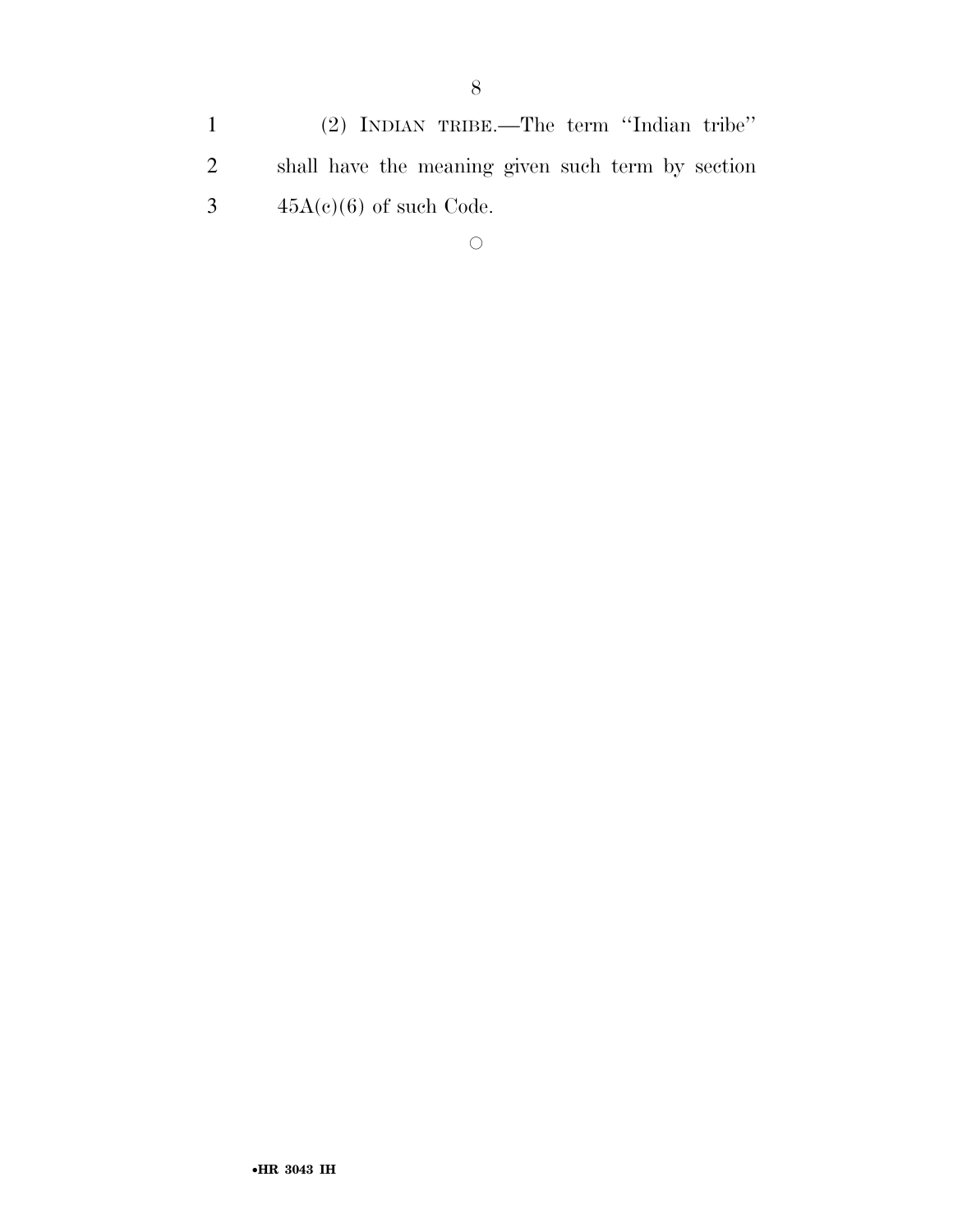(2) INDIAN TRIBE.—The term ''Indian tribe'' shall have the meaning given such term by section 45A(c)(6) of such Code.